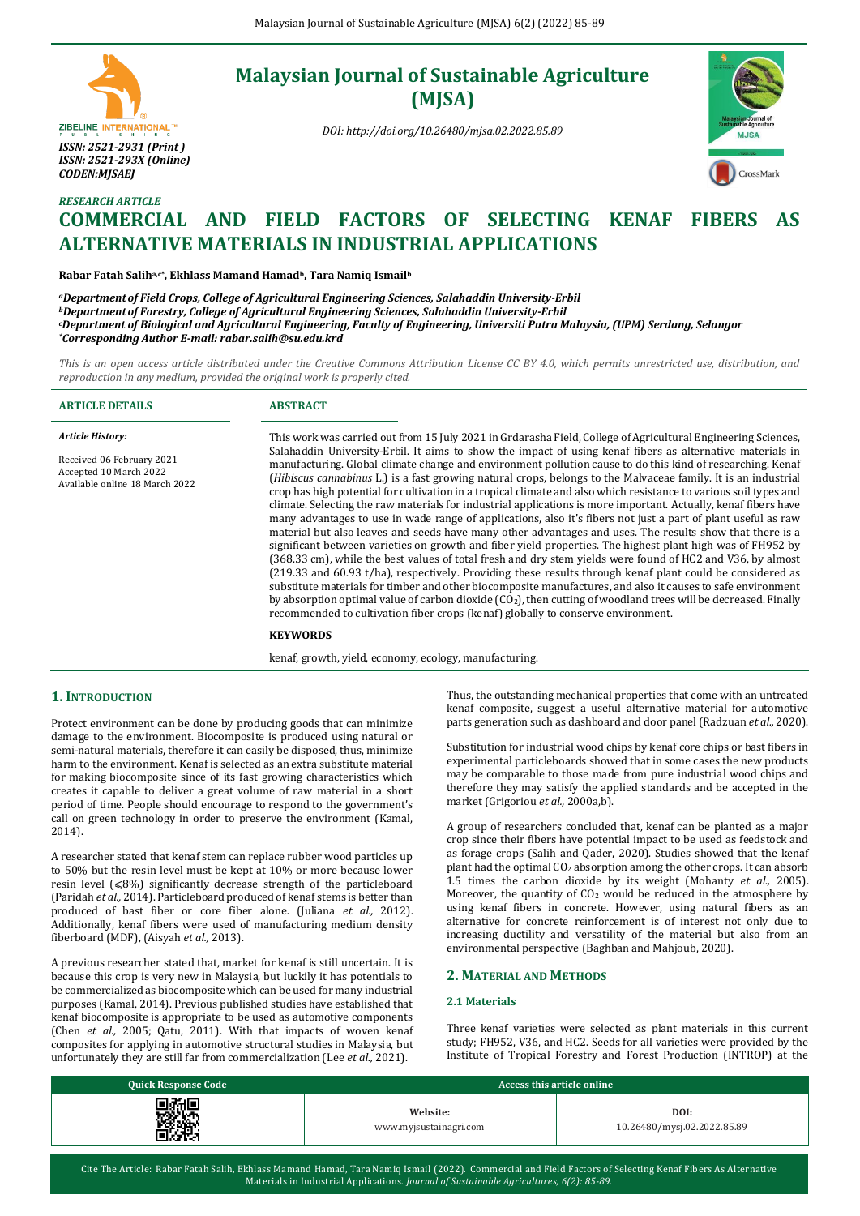# Malaysian Journal of Sustainable Agriculture (MJSA)

ISSN: 2521-2931 (Print )
ISSN: 2521-293X (Online)
CODEN:MJSAEJ

DOI: http://doi.org/10.26480/mjsa.02.2022.85.89

*RESEARCH ARTICLE*

# COMMERCIAL AND FIELD FACTORS OF SELECTING KENAF FIBERS AS ALTERNATIVE MATERIALS IN INDUSTRIAL APPLICATIONS

**Rabar Fatah Salih[a,c*], Ekhlass Mamand Hamad[b], Tara Namiq Ismail[b]**

*[a]Department of Field Crops, College of Agricultural Engineering Sciences, Salahaddin University-Erbil*
*[b]Department of Forestry, College of Agricultural Engineering Sciences, Salahaddin University-Erbil*
*[c]Department of Biological and Agricultural Engineering, Faculty of Engineering, Universiti Putra Malaysia, (UPM) Serdang, Selangor*
*\*Corresponding Author E-mail: rabar.salih@su.edu.krd*

*This is an open access article distributed under the Creative Commons Attribution License CC BY 4.0, which permits unrestricted use, distribution, and reproduction in any medium, provided the original work is properly cited.*

## ARTICLE DETAILS

*Article History:*

Received 06 February 2021
Accepted 10 March 2022
Available online 18 March 2022

## ABSTRACT

This work was carried out from 15 July 2021 in Grdarasha Field, College of Agricultural Engineering Sciences, Salahaddin University-Erbil. It aims to show the impact of using kenaf fibers as alternative materials in manufacturing. Global climate change and environment pollution cause to do this kind of researching. Kenaf (*Hibiscus cannabinus* L.) is a fast growing natural crops, belongs to the Malvaceae family. It is an industrial crop has high potential for cultivation in a tropical climate and also which resistance to various soil types and climate. Selecting the raw materials for industrial applications is more important. Actually, kenaf fibers have many advantages to use in wade range of applications, also it's fibers not just a part of plant useful as raw material but also leaves and seeds have many other advantages and uses. The results show that there is a significant between varieties on growth and fiber yield properties. The highest plant high was of FH952 by (368.33 cm), while the best values of total fresh and dry stem yields were found of HC2 and V36, by almost (219.33 and 60.93 t/ha), respectively. Providing these results through kenaf plant could be considered as substitute materials for timber and other biocomposite manufactures, and also it causes to safe environment by absorption optimal value of carbon dioxide ($CO_2$), then cutting of woodland trees will be decreased. Finally recommended to cultivation fiber crops (kenaf) globally to conserve environment.

## KEYWORDS

kenaf, growth, yield, economy, ecology, manufacturing.

## 1. INTRODUCTION

Protect environment can be done by producing goods that can minimize damage to the environment. Biocomposite is produced using natural or semi-natural materials, therefore it can easily be disposed, thus, minimize harm to the environment. Kenaf is selected as an extra substitute material for making biocomposite since of its fast growing characteristics which creates it capable to deliver a great volume of raw material in a short period of time. People should encourage to respond to the government's call on green technology in order to preserve the environment (Kamal, 2014).

A researcher stated that kenaf stem can replace rubber wood particles up to 50% but the resin level must be kept at 10% or more because lower resin level (⩽8%) significantly decrease strength of the particleboard (Paridah *et al.,* 2014). Particleboard produced of kenaf stems is better than produced of bast fiber or core fiber alone. (Juliana *et al.,* 2012). Additionally, kenaf fibers were used of manufacturing medium density fiberboard (MDF), (Aisyah *et al.,* 2013).

A previous researcher stated that, market for kenaf is still uncertain. It is because this crop is very new in Malaysia, but luckily it has potentials to be commercialized as biocomposite which can be used for many industrial purposes (Kamal, 2014). Previous published studies have established that kenaf biocomposite is appropriate to be used as automotive components (Chen *et al.,* 2005; Qatu, 2011). With that impacts of woven kenaf composites for applying in automotive structural studies in Malaysia, but unfortunately they are still far from commercialization (Lee *et al.,* 2021).

Thus, the outstanding mechanical properties that come with an untreated kenaf composite, suggest a useful alternative material for automotive parts generation such as dashboard and door panel (Radzuan *et al.,* 2020).

Substitution for industrial wood chips by kenaf core chips or bast fibers in experimental particleboards showed that in some cases the new products may be comparable to those made from pure industrial wood chips and therefore they may satisfy the applied standards and be accepted in the market (Grigoriou *et al.,* 2000a,b).

A group of researchers concluded that, kenaf can be planted as a major crop since their fibers have potential impact to be used as feedstock and as forage crops (Salih and Qader, 2020). Studies showed that the kenaf plant had the optimal $CO_2$ absorption among the other crops. It can absorb 1.5 times the carbon dioxide by its weight (Mohanty *et al.,* 2005). Moreover, the quantity of $CO_2$ would be reduced in the atmosphere by using kenaf fibers in concrete. However, using natural fibers as an alternative for concrete reinforcement is of interest not only due to increasing ductility and versatility of the material but also from an environmental perspective (Baghban and Mahjoub, 2020).

## 2. MATERIAL AND METHODS

### 2.1 Materials

Three kenaf varieties were selected as plant materials in this current study; FH952, V36, and HC2. Seeds for all varieties were provided by the Institute of Tropical Forestry and Forest Production (INTROP) at the

| Quick Response Code | Access this article online | |
|---|---|---|
| | **Website:** www.myjsustainagri.com | **DOI:** 10.26480/mysj.02.2022.85.89 |

Cite The Article: Rabar Fatah Salih, Ekhlass Mamand Hamad, Tara Namiq Ismail (2022). Commercial and Field Factors of Selecting Kenaf Fibers As Alternative Materials in Industrial Applications. *Journal of Sustainable Agricultures, 6(2): 85-89.*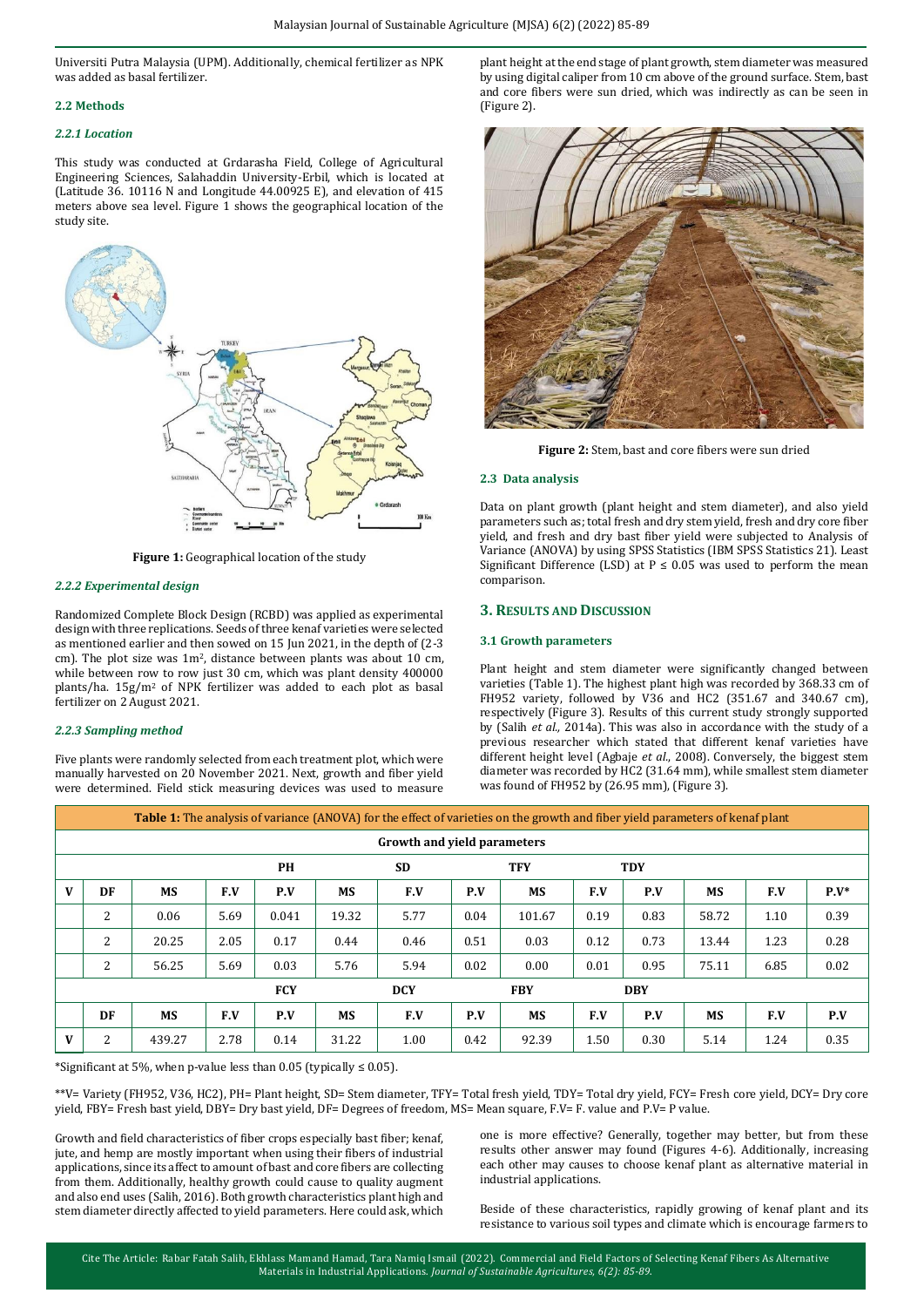Universiti Putra Malaysia (UPM). Additionally, chemical fertilizer as NPK was added as basal fertilizer.

### 2.2 Methods

#### *2.2.1 Location*

This study was conducted at Grdarasha Field, College of Agricultural Engineering Sciences, Salahaddin University-Erbil, which is located at (Latitude 36. 10116 N and Longitude 44.00925 E), and elevation of 415 meters above sea level. Figure 1 shows the geographical location of the study site.

**Figure 1:** Geographical location of the study

#### *2.2.2 Experimental design*

Randomized Complete Block Design (RCBD) was applied as experimental design with three replications. Seeds of three kenaf varieties were selected as mentioned earlier and then sowed on 15 Jun 2021, in the depth of (2-3 cm). The plot size was 1m$^2$, distance between plants was about 10 cm, while between row to row just 30 cm, which was plant density 400000 plants/ha. 15g/m$^2$ of NPK fertilizer was added to each plot as basal fertilizer on 2 August 2021.

#### *2.2.3 Sampling method*

Five plants were randomly selected from each treatment plot, which were manually harvested on 20 November 2021. Next, growth and fiber yield were determined. Field stick measuring devices was used to measure plant height at the end stage of plant growth, stem diameter was measured by using digital caliper from 10 cm above of the ground surface. Stem, bast and core fibers were sun dried, which was indirectly as can be seen in (Figure 2).

**Figure 2:** Stem, bast and core fibers were sun dried

### 2.3 Data analysis

Data on plant growth (plant height and stem diameter), and also yield parameters such as; total fresh and dry stem yield, fresh and dry core fiber yield, and fresh and dry bast fiber yield were subjected to Analysis of Variance (ANOVA) by using SPSS Statistics (IBM SPSS Statistics 21). Least Significant Difference (LSD) at P ≤ 0.05 was used to perform the mean comparison.

## 3. Results and Discussion

### 3.1 Growth parameters

Plant height and stem diameter were significantly changed between varieties (Table 1). The highest plant high was recorded by 368.33 cm of FH952 variety, followed by V36 and HC2 (351.67 and 340.67 cm), respectively (Figure 3). Results of this current study strongly supported by (Salih *et al.,* 2014a). This was also in accordance with the study of a previous researcher which stated that different kenaf varieties have different height level (Agbaje *et al.,* 2008). Conversely, the biggest stem diameter was recorded by HC2 (31.64 mm), while smallest stem diameter was found of FH952 by (26.95 mm), (Figure 3).

**Table 1:** The analysis of variance (ANOVA) for the effect of varieties on the growth and fiber yield parameters of kenaf plant

| Growth and yield parameters | | | | | | | | | | | | | |
|---|---|---|---|---|---|---|---|---|---|---|---|---|---|
| | | PH | | | SD | | | TFY | | | TDY | | |
| V | DF | MS | F.V | P.V | MS | F.V | P.V | MS | F.V | P.V | MS | F.V | P.V* |
| | 2 | 0.06 | 5.69 | 0.041 | 19.32 | 5.77 | 0.04 | 101.67 | 0.19 | 0.83 | 58.72 | 1.10 | 0.39 |
| | 2 | 20.25 | 2.05 | 0.17 | 0.44 | 0.46 | 0.51 | 0.03 | 0.12 | 0.73 | 13.44 | 1.23 | 0.28 |
| | 2 | 56.25 | 5.69 | 0.03 | 5.76 | 5.94 | 0.02 | 0.00 | 0.01 | 0.95 | 75.11 | 6.85 | 0.02 |
| | | FCY | | | DCY | | | FBY | | | DBY | | |
| | DF | MS | F.V | P.V | MS | F.V | P.V | MS | F.V | P.V | MS | F.V | P.V |
| V | 2 | 439.27 | 2.78 | 0.14 | 31.22 | 1.00 | 0.42 | 92.39 | 1.50 | 0.30 | 5.14 | 1.24 | 0.35 |

*Significant at 5%, when p-value less than 0.05 (typically ≤ 0.05).

**V= Variety (FH952, V36, HC2), PH= Plant height, SD= Stem diameter, TFY= Total fresh yield, TDY= Total dry yield, FCY= Fresh core yield, DCY= Dry core yield, FBY= Fresh bast yield, DBY= Dry bast yield, DF= Degrees of freedom, MS= Mean square, F.V= F. value and P.V= P value.

Growth and field characteristics of fiber crops especially bast fiber; kenaf, jute, and hemp are mostly important when using their fibers of industrial applications, since its affect to amount of bast and core fibers are collecting from them. Additionally, healthy growth could cause to quality augment and also end uses (Salih, 2016). Both growth characteristics plant high and stem diameter directly affected to yield parameters. Here could ask, which one is more effective? Generally, together may better, but from these results other answer may found (Figures 4-6). Additionally, increasing each other may causes to choose kenaf plant as alternative material in industrial applications.

Beside of these characteristics, rapidly growing of kenaf plant and its resistance to various soil types and climate which is encourage farmers to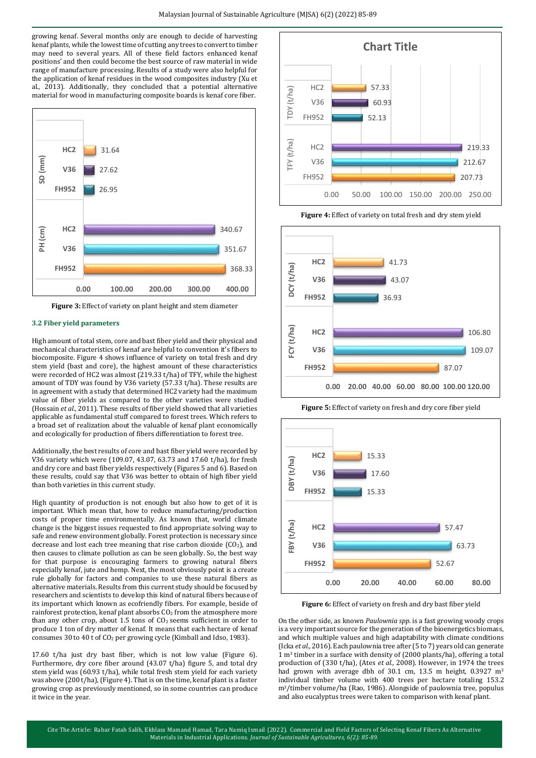growing kenaf. Several months only are enough to decide of harvesting kenaf plants, while the lowest time of cutting any trees to convert to timber may need to several years. All of these field factors enhanced kenaf positions' and then could become the best source of raw material in wide range of manufacture processing. Results of a study were also helpful for the application of kenaf residues in the wood composites industry (Xu et al., 2013). Additionally, they concluded that a potential alternative material for wood in manufacturing composite boards is kenaf core fiber.

**Figure 3:** Effect of variety on plant height and stem diameter

### 3.2 Fiber yield parameters

High amount of total stem, core and bast fiber yield and their physical and mechanical characteristics of kenaf are helpful to convention it's fibers to biocomposite. Figure 4 shows influence of variety on total fresh and dry stem yield (bast and core), the highest amount of these characteristics were recorded of HC2 was almost (219.33 t/ha) of TFY, while the highest amount of TDY was found by V36 variety (57.33 t/ha). These results are in agreement with a study that determined HC2 variety had the maximum value of fiber yields as compared to the other varieties were studied (Hossain *et al.*, 2011). These results of fiber yield showed that all varieties applicable as fundamental stuff compared to forest trees. Which refers to a broad set of realization about the valuable of kenaf plant economically and ecologically for production of fibers differentiation to forest tree.

Additionally, the best results of core and bast fiber yield were recorded by V36 variety which were (109.07, 43.07, 63.73 and 17.60 t/ha), for fresh and dry core and bast fiber yields respectively (Figures 5 and 6). Based on these results, could say that V36 was better to obtain of high fiber yield than both varieties in this current study.

High quantity of production is not enough but also how to get of it is important. Which mean that, how to reduce manufacturing/production costs of proper time environmentally. As known that, world climate change is the biggest issues requested to find appropriate solving way to safe and renew environment globally. Forest protection is necessary since decrease and lost each tree meaning that rise carbon dioxide ($CO_2$), and then causes to climate pollution as can be seen globally. So, the best way for that purpose is encouraging farmers to growing natural fibers especially kenaf, jute and hemp. Next, the most obviously point is a create rule globally for factors and companies to use these natural fibers as alternative materials. Results from this current study should be focused by researchers and scientists to develop this kind of natural fibers because of its important which known as ecofriendly fibers. For example, beside of rainforest protection, kenaf plant absorbs $CO_2$ from the atmosphere more than any other crop, about 1.5 tons of $CO_2$ seems sufficient in order to produce 1 ton of dry matter of kenaf. It means that each hectare of kenaf consumes 30 to 40 t of $CO_2$ per growing cycle (Kimball and Idso, 1983).

17.60 t/ha just dry bast fiber, which is not low value (Figure 6). Furthermore, dry core fiber around (43.07 t/ha) figure 5, and total dry stem yield was (60.93 t/ha), while total fresh stem yield for each variety was above (200 t/ha), (Figure 4). That is on the time, kenaf plant is a faster growing crop as previously mentioned, so in some countries can produce it twice in the year.

**Figure 4:** Effect of variety on total fresh and dry stem yield

**Figure 5:** Effect of variety on fresh and dry core fiber yield

**Figure 6:** Effect of variety on fresh and dry bast fiber yield

On the other side, as known *Paulownia spp.* is a fast growing woody crops is a very important source for the generation of the bioenergetics biomass, which multiple values and high adaptability with climate conditions (Icka *et al.*, 2016). Each paulownia tree after (5 to 7) years old can generate 1 $m^3$ timber in a surface with density of (2000 plants/ha), offering a total production of (330 t/ha), (Ates *et al.*, 2008). However, in 1974 the trees had grown with average dbh of 30.1 cm, 13.5 m height, 0.3927 $m^3$ individual timber volume with 400 trees per hectare totaling 153.2 $m^3$/timber volume/ha (Rao, 1986). Alongside of paulownia tree, populus and also eucalyptus trees were taken to comparison with kenaf plant.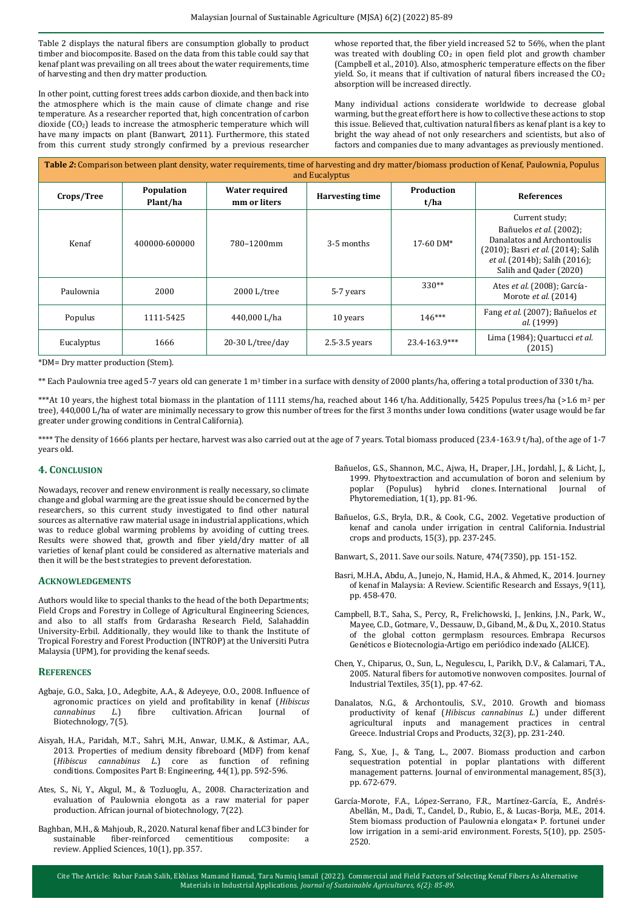Table 2 displays the natural fibers are consumption globally to product timber and biocomposite. Based on the data from this table could say that kenaf plant was prevailing on all trees about the water requirements, time of harvesting and then dry matter production.

In other point, cutting forest trees adds carbon dioxide, and then back into the atmosphere which is the main cause of climate change and rise temperature. As a researcher reported that, high concentration of carbon dioxide ($CO_2$) leads to increase the atmospheric temperature which will have many impacts on plant (Banwart, 2011). Furthermore, this stated from this current study strongly confirmed by a previous researcher whose reported that, the fiber yield increased 52 to 56%, when the plant was treated with doubling $CO_2$ in open field plot and growth chamber (Campbell et al., 2010). Also, atmospheric temperature effects on the fiber yield. So, it means that if cultivation of natural fibers increased the $CO_2$ absorption will be increased directly.

Many individual actions considerate worldwide to decrease global warming, but the great effort here is how to collective these actions to stop this issue. Believed that, cultivation natural fibers as kenaf plant is a key to bright the way ahead of not only researchers and scientists, but also of factors and companies due to many advantages as previously mentioned.

**Table 2:** Comparison between plant density, water requirements, time of harvesting and dry matter/biomass production of Kenaf, Paulownia, Populus and Eucalyptus

| Crops/Tree | Population Plant/ha | Water required mm or liters | Harvesting time | Production t/ha | References |
|---|---|---|---|---|---|
| Kenaf | 400000-600000 | 780–1200mm | 3-5 months | 17-60 DM* | Current study; Bañuelos *et al.* (2002); Danalatos and Archontoulis (2010); Basri *et al.* (2014); Salih *et al.* (2014b); Salih (2016); Salih and Qader (2020) |
| Paulownia | 2000 | 2000 L/tree | 5-7 years | 330** | Ates *et al.* (2008); García-Morote *et al.* (2014) |
| Populus | 1111-5425 | 440,000 L/ha | 10 years | 146*** | Fang *et al.* (2007); Bañuelos *et al.* (1999) |
| Eucalyptus | 1666 | 20-30 L/tree/day | 2.5-3.5 years | 23.4-163.9*** | Lima (1984); Quartucci *et al.* (2015) |

*DM= Dry matter production (Stem).

** Each Paulownia tree aged 5-7 years old can generate 1 $m^3$ timber in a surface with density of 2000 plants/ha, offering a total production of 330 t/ha.

***At 10 years, the highest total biomass in the plantation of 1111 stems/ha, reached about 146 t/ha. Additionally, 5425 Populus trees/ha (>1.6 $m^2$ per tree), 440,000 L/ha of water are minimally necessary to grow this number of trees for the first 3 months under Iowa conditions (water usage would be far greater under growing conditions in Central California).

**** The density of 1666 plants per hectare, harvest was also carried out at the age of 7 years. Total biomass produced (23.4-163.9 t/ha), of the age of 1-7 years old.

## 4. Conclusion

Nowadays, recover and renew environment is really necessary, so climate change and global warming are the great issue should be concerned by the researchers, so this current study investigated to find other natural sources as alternative raw material usage in industrial applications, which was to reduce global warming problems by avoiding of cutting trees. Results were showed that, growth and fiber yield/dry matter of all varieties of kenaf plant could be considered as alternative materials and then it will be the best strategies to prevent deforestation.

## Acknowledgements

Authors would like to special thanks to the head of the both Departments; Field Crops and Forestry in College of Agricultural Engineering Sciences, and also to all staffs from Grdarasha Research Field, Salahaddin University-Erbil. Additionally, they would like to thank the Institute of Tropical Forestry and Forest Production (INTROP) at the Universiti Putra Malaysia (UPM), for providing the kenaf seeds.

## References

Agbaje, G.O., Saka, J.O., Adegbite, A.A., & Adeyeye, O.O., 2008. Influence of agronomic practices on yield and profitability in kenaf (*Hibiscus cannabinus L.*) fibre cultivation. African Journal of Biotechnology, 7(5).

Aisyah, H.A., Paridah, M.T., Sahri, M.H., Anwar, U.M.K., & Astimar, A.A., 2013. Properties of medium density fibreboard (MDF) from kenaf (*Hibiscus cannabinus L.*) core as function of refining conditions. Composites Part B: Engineering, 44(1), pp. 592-596.

Ates, S., Ni, Y., Akgul, M., & Tozluoglu, A., 2008. Characterization and evaluation of Paulownia elongota as a raw material for paper production. African journal of biotechnology, 7(22).

Baghban, M.H., & Mahjoub, R., 2020. Natural kenaf fiber and LC3 binder for sustainable fiber-reinforced cementitious composite: a review. Applied Sciences, 10(1), pp. 357.

Bañuelos, G.S., Shannon, M.C., Ajwa, H., Draper, J.H., Jordahl, J., & Licht, J., 1999. Phytoextraction and accumulation of boron and selenium by poplar (Populus) hybrid clones. International Journal of Phytoremediation, 1(1), pp. 81-96.

Bañuelos, G.S., Bryla, D.R., & Cook, C.G., 2002. Vegetative production of kenaf and canola under irrigation in central California. Industrial crops and products, 15(3), pp. 237-245.

Banwart, S., 2011. Save our soils. Nature, 474(7350), pp. 151-152.

Basri, M.H.A., Abdu, A., Junejo, N., Hamid, H.A., & Ahmed, K., 2014. Journey of kenaf in Malaysia: A Review. Scientific Research and Essays, 9(11), pp. 458-470.

Campbell, B.T., Saha, S., Percy, R., Frelichowski, J., Jenkins, J.N., Park, W., Mayee, C.D., Gotmare, V., Dessauw, D., Giband, M., & Du, X., 2010. Status of the global cotton germplasm resources. Embrapa Recursos Genéticos e Biotecnologia-Artigo em periódico indexado (ALICE).

Chen, Y., Chiparus, O., Sun, L., Negulescu, I., Parikh, D.V., & Calamari, T.A., 2005. Natural fibers for automotive nonwoven composites. Journal of Industrial Textiles, 35(1), pp. 47-62.

Danalatos, N.G., & Archontoulis, S.V., 2010. Growth and biomass productivity of kenaf (*Hibiscus cannabinus L.*) under different agricultural inputs and management practices in central Greece. Industrial Crops and Products, 32(3), pp. 231-240.

Fang, S., Xue, J., & Tang, L., 2007. Biomass production and carbon sequestration potential in poplar plantations with different management patterns. Journal of environmental management, 85(3), pp. 672-679.

García-Morote, F.A., López-Serrano, F.R., Martínez-García, E., Andrés-Abellán, M., Dadi, T., Candel, D., Rubio, E., & Lucas-Borja, M.E., 2014. Stem biomass production of Paulownia elongata× P. fortunei under low irrigation in a semi-arid environment. Forests, 5(10), pp. 2505-2520.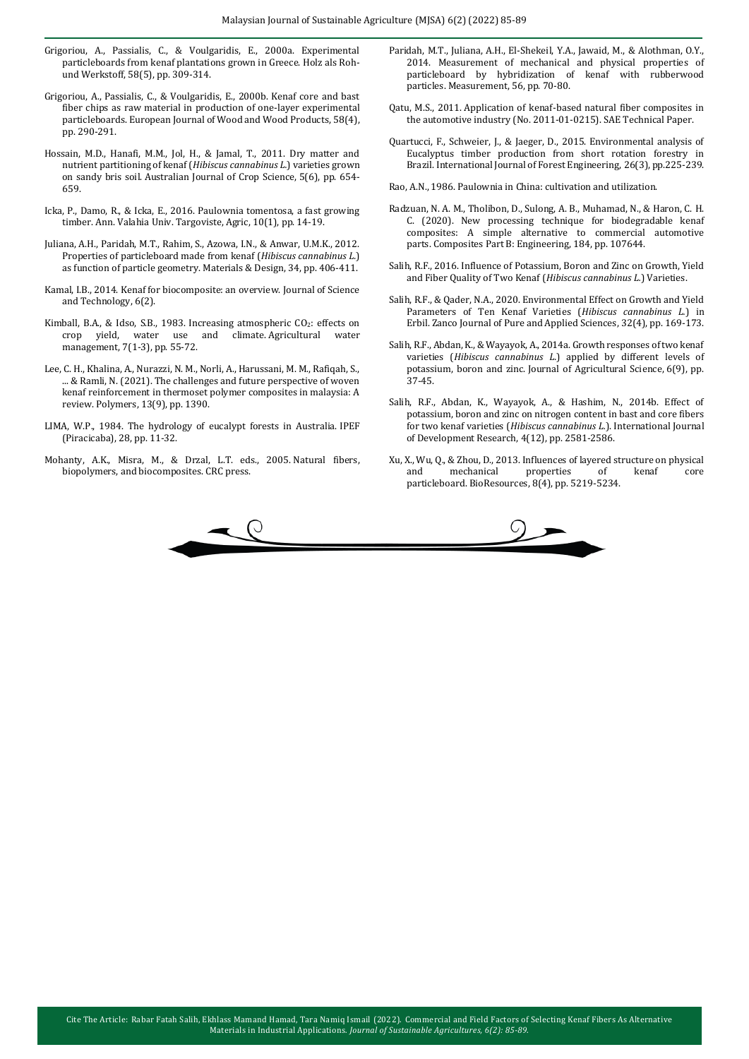Grigoriou, A., Passialis, C., & Voulgaridis, E., 2000a. Experimental particleboards from kenaf plantations grown in Greece. Holz als Roh-und Werkstoff, 58(5), pp. 309-314.

Grigoriou, A., Passialis, C., & Voulgaridis, E., 2000b. Kenaf core and bast fiber chips as raw material in production of one-layer experimental particleboards. European Journal of Wood and Wood Products, 58(4), pp. 290-291.

Hossain, M.D., Hanafi, M.M., Jol, H., & Jamal, T., 2011. Dry matter and nutrient partitioning of kenaf (*Hibiscus cannabinus L.*) varieties grown on sandy bris soil. Australian Journal of Crop Science, 5(6), pp. 654-659.

Icka, P., Damo, R., & Icka, E., 2016. Paulownia tomentosa, a fast growing timber. Ann. Valahia Univ. Targoviste, Agric, 10(1), pp. 14-19.

Juliana, A.H., Paridah, M.T., Rahim, S., Azowa, I.N., & Anwar, U.M.K., 2012. Properties of particleboard made from kenaf (*Hibiscus cannabinus L.*) as function of particle geometry. Materials & Design, 34, pp. 406-411.

Kamal, I.B., 2014. Kenaf for biocomposite: an overview. Journal of Science and Technology, 6(2).

Kimball, B.A., & Idso, S.B., 1983. Increasing atmospheric $CO_2$: effects on crop yield, water use and climate. Agricultural water management, 7(1-3), pp. 55-72.

Lee, C. H., Khalina, A., Nurazzi, N. M., Norli, A., Harussani, M. M., Rafiqah, S., ... & Ramli, N. (2021). The challenges and future perspective of woven kenaf reinforcement in thermoset polymer composites in malaysia: A review. Polymers, 13(9), pp. 1390.

LIMA, W.P., 1984. The hydrology of eucalypt forests in Australia. IPEF (Piracicaba), 28, pp. 11-32.

Mohanty, A.K., Misra, M., & Drzal, L.T. eds., 2005. Natural fibers, biopolymers, and biocomposites. CRC press.

Paridah, M.T., Juliana, A.H., El-Shekeil, Y.A., Jawaid, M., & Alothman, O.Y., 2014. Measurement of mechanical and physical properties of particleboard by hybridization of kenaf with rubberwood particles. Measurement, 56, pp. 70-80.

Qatu, M.S., 2011. Application of kenaf-based natural fiber composites in the automotive industry (No. 2011-01-0215). SAE Technical Paper.

Quartucci, F., Schweier, J., & Jaeger, D., 2015. Environmental analysis of Eucalyptus timber production from short rotation forestry in Brazil. International Journal of Forest Engineering, 26(3), pp.225-239.

Rao, A.N., 1986. Paulownia in China: cultivation and utilization.

Radzuan, N. A. M., Tholibon, D., Sulong, A. B., Muhamad, N., & Haron, C. H. C. (2020). New processing technique for biodegradable kenaf composites: A simple alternative to commercial automotive parts. Composites Part B: Engineering, 184, pp. 107644.

Salih, R.F., 2016. Influence of Potassium, Boron and Zinc on Growth, Yield and Fiber Quality of Two Kenaf (*Hibiscus cannabinus L.*) Varieties.

Salih, R.F., & Qader, N.A., 2020. Environmental Effect on Growth and Yield Parameters of Ten Kenaf Varieties (*Hibiscus cannabinus L.*) in Erbil. Zanco Journal of Pure and Applied Sciences, 32(4), pp. 169-173.

Salih, R.F., Abdan, K., & Wayayok, A., 2014a. Growth responses of two kenaf varieties (*Hibiscus cannabinus L.*) applied by different levels of potassium, boron and zinc. Journal of Agricultural Science, 6(9), pp. 37-45.

Salih, R.F., Abdan, K., Wayayok, A., & Hashim, N., 2014b. Effect of potassium, boron and zinc on nitrogen content in bast and core fibers for two kenaf varieties (*Hibiscus cannabinus L.*). International Journal of Development Research, 4(12), pp. 2581-2586.

Xu, X., Wu, Q., & Zhou, D., 2013. Influences of layered structure on physical and mechanical properties of kenaf core particleboard. BioResources, 8(4), pp. 5219-5234.

Cite The Article: Rabar Fatah Salih, Ekhlass Mamand Hamad, Tara Namiq Ismail (2022). Commercial and Field Factors of Selecting Kenaf Fibers As Alternative Materials in Industrial Applications. *Journal of Sustainable Agricultures, 6(2): 85-89.*